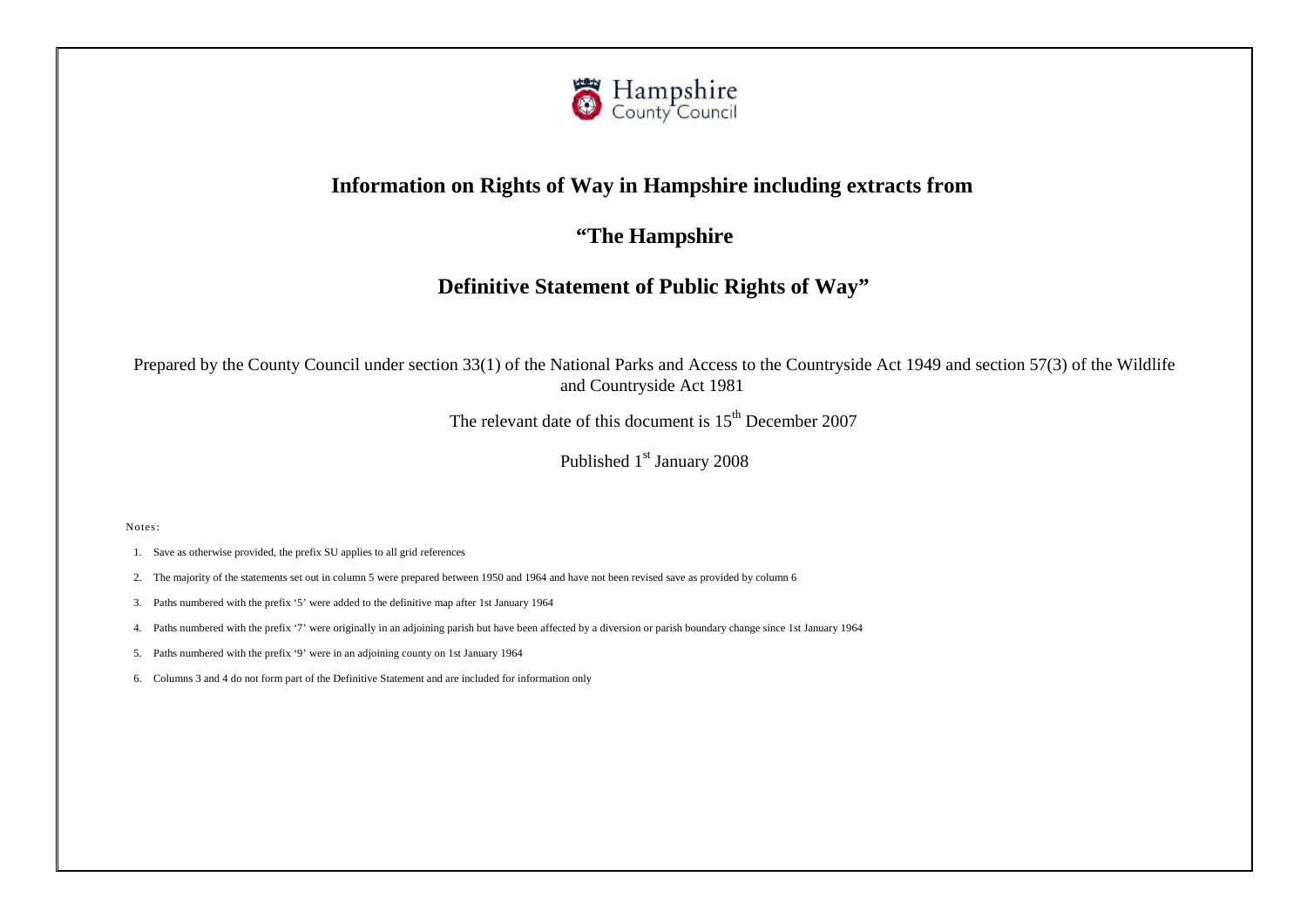Hampshire County Council

# Information on Rights of Way in Hampshire including extracts from

## "The Hampshire

## Definitive Statement of Public Rights of Way"

Prepared by the County Council under section 33(1) of the National Parks and Access to the Countryside Act 1949 and section 57(3) of the Wildlife and Countryside Act 1981

The relevant date of this document is 15th December 2007

Published 1st January 2008

Notes:

1. Save as otherwise provided, the prefix SU applies to all grid references
2. The majority of the statements set out in column 5 were prepared between 1950 and 1964 and have not been revised save as provided by column 6
3. Paths numbered with the prefix '5' were added to the definitive map after 1st January 1964
4. Paths numbered with the prefix '7' were originally in an adjoining parish but have been affected by a diversion or parish boundary change since 1st January 1964
5. Paths numbered with the prefix '9' were in an adjoining county on 1st January 1964
6. Columns 3 and 4 do not form part of the Definitive Statement and are included for information only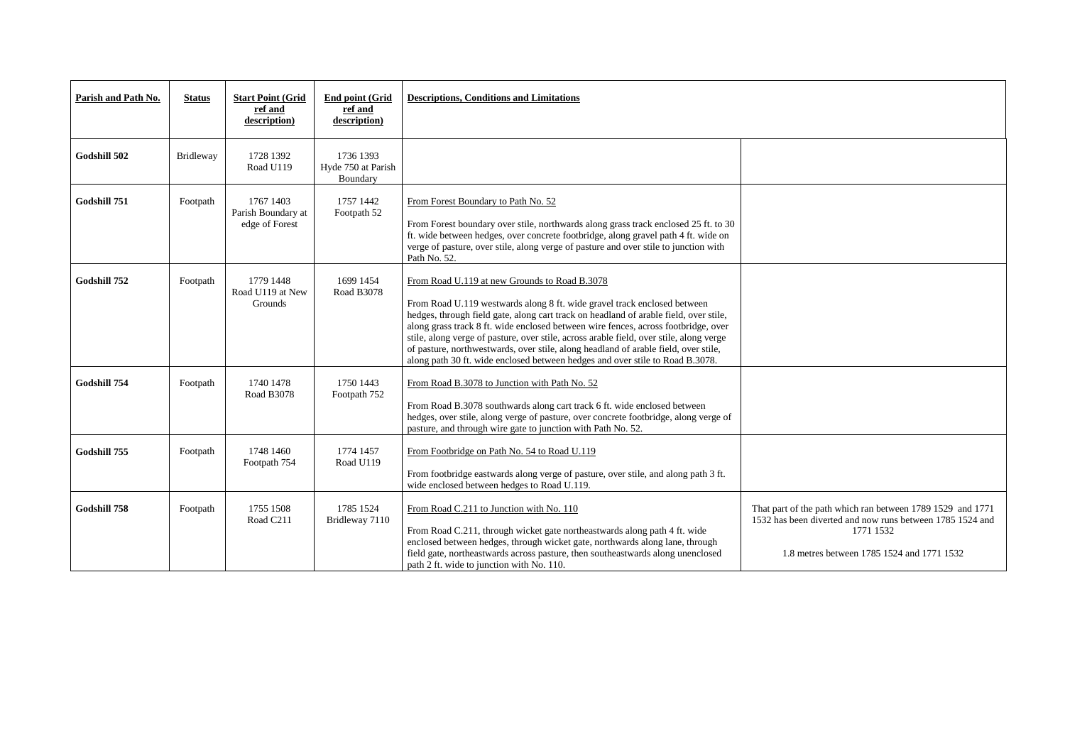| Parish and Path No. | Status | Start Point (Grid ref and description) | End point (Grid ref and description) | Descriptions, Conditions and Limitations | |
|---|---|---|---|---|---|
| **Godshill 502** | Bridleway | 1728 1392 Road U119 | 1736 1393 Hyde 750 at Parish Boundary | | |
| **Godshill 751** | Footpath | 1767 1403 Parish Boundary at edge of Forest | 1757 1442 Footpath 52 | From Forest Boundary to Path No. 52<br><br>From Forest boundary over stile, northwards along grass track enclosed 25 ft. to 30 ft. wide between hedges, over concrete footbridge, along gravel path 4 ft. wide on verge of pasture, over stile, along verge of pasture and over stile to junction with Path No. 52. | |
| **Godshill 752** | Footpath | 1779 1448 Road U119 at New Grounds | 1699 1454 Road B3078 | From Road U.119 at new Grounds to Road B.3078<br><br>From Road U.119 westwards along 8 ft. wide gravel track enclosed between hedges, through field gate, along cart track on headland of arable field, over stile, along grass track 8 ft. wide enclosed between wire fences, across footbridge, over stile, along verge of pasture, over stile, across arable field, over stile, along verge of pasture, northwestwards, over stile, along headland of arable field, over stile, along path 30 ft. wide enclosed between hedges and over stile to Road B.3078. | |
| **Godshill 754** | Footpath | 1740 1478 Road B3078 | 1750 1443 Footpath 752 | From Road B.3078 to Junction with Path No. 52<br><br>From Road B.3078 southwards along cart track 6 ft. wide enclosed between hedges, over stile, along verge of pasture, over concrete footbridge, along verge of pasture, and through wire gate to junction with Path No. 52. | |
| **Godshill 755** | Footpath | 1748 1460 Footpath 754 | 1774 1457 Road U119 | From Footbridge on Path No. 54 to Road U.119<br><br>From footbridge eastwards along verge of pasture, over stile, and along path 3 ft. wide enclosed between hedges to Road U.119. | |
| **Godshill 758** | Footpath | 1755 1508 Road C211 | 1785 1524 Bridleway 7110 | From Road C.211 to Junction with No. 110<br><br>From Road C.211, through wicket gate northeastwards along path 4 ft. wide enclosed between hedges, through wicket gate, northwards along lane, through field gate, northeastwards across pasture, then southeastwards along unenclosed path 2 ft. wide to junction with No. 110. | That part of the path which ran between 1789 1529 and 1771 1532 has been diverted and now runs between 1785 1524 and 1771 1532<br><br>1.8 metres between 1785 1524 and 1771 1532 |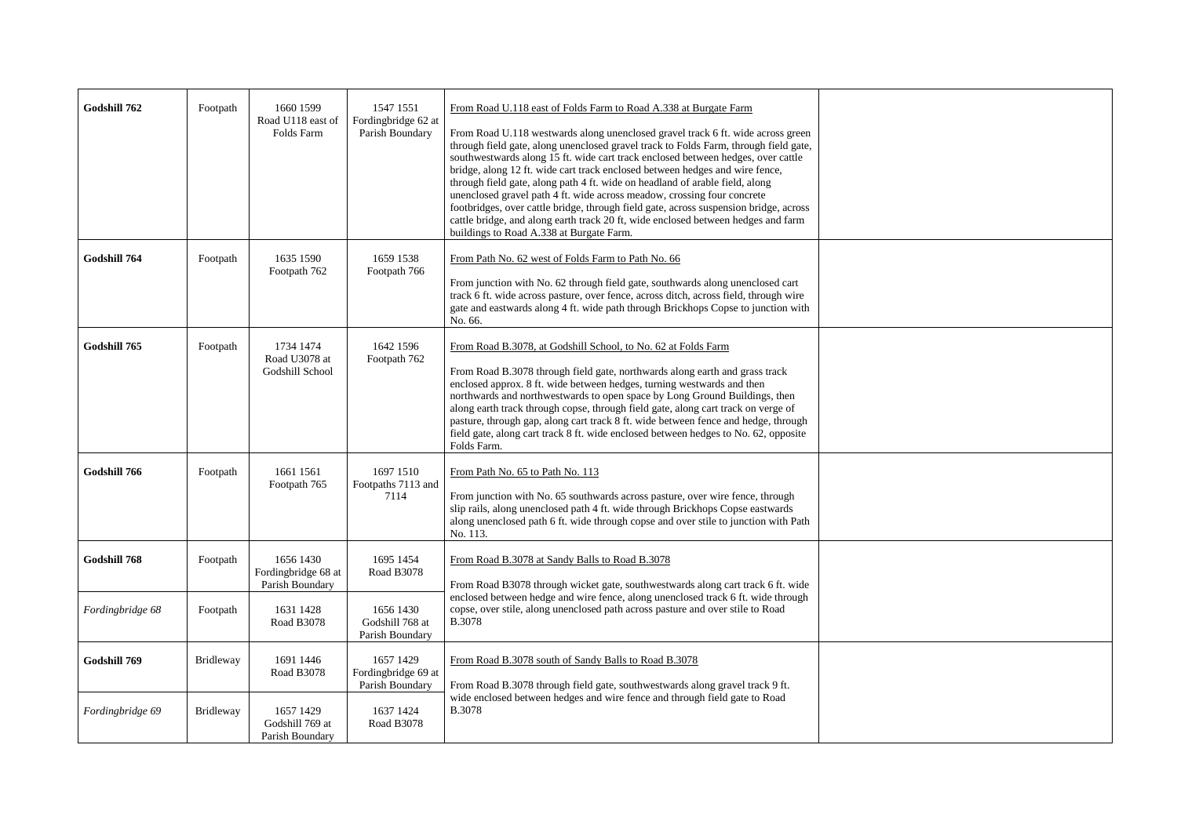| | | | | | |
|---|---|---|---|---|---|
| **Godshill 762** | Footpath | 1660 1599<br>Road U118 east of Folds Farm | 1547 1551<br>Fordingbridge 62 at Parish Boundary | From Road U.118 east of Folds Farm to Road A.338 at Burgate Farm<br><br>From Road U.118 westwards along unenclosed gravel track 6 ft. wide across green through field gate, along unenclosed gravel track to Folds Farm, through field gate, southwestwards along 15 ft. wide cart track enclosed between hedges, over cattle bridge, along 12 ft. wide cart track enclosed between hedges and wire fence, through field gate, along path 4 ft. wide on headland of arable field, along unenclosed gravel path 4 ft. wide across meadow, crossing four concrete footbridges, over cattle bridge, through field gate, across suspension bridge, across cattle bridge, and along earth track 20 ft, wide enclosed between hedges and farm buildings to Road A.338 at Burgate Farm. | |
| **Godshill 764** | Footpath | 1635 1590<br>Footpath 762 | 1659 1538<br>Footpath 766 | From Path No. 62 west of Folds Farm to Path No. 66<br><br>From junction with No. 62 through field gate, southwards along unenclosed cart track 6 ft. wide across pasture, over fence, across ditch, across field, through wire gate and eastwards along 4 ft. wide path through Brickhops Copse to junction with No. 66. | |
| **Godshill 765** | Footpath | 1734 1474<br>Road U3078 at Godshill School | 1642 1596<br>Footpath 762 | From Road B.3078, at Godshill School, to No. 62 at Folds Farm<br><br>From Road B.3078 through field gate, northwards along earth and grass track enclosed approx. 8 ft. wide between hedges, turning westwards and then northwards and northwestwards to open space by Long Ground Buildings, then along earth track through copse, through field gate, along cart track on verge of pasture, through gap, along cart track 8 ft. wide between fence and hedge, through field gate, along cart track 8 ft. wide enclosed between hedges to No. 62, opposite Folds Farm. | |
| **Godshill 766** | Footpath | 1661 1561<br>Footpath 765 | 1697 1510<br>Footpaths 7113 and 7114 | From Path No. 65 to Path No. 113<br><br>From junction with No. 65 southwards across pasture, over wire fence, through slip rails, along unenclosed path 4 ft. wide through Brickhops Copse eastwards along unenclosed path 6 ft. wide through copse and over stile to junction with Path No. 113. | |
| **Godshill 768** | Footpath | 1656 1430<br>Fordingbridge 68 at Parish Boundary | 1695 1454<br>Road B3078 | From Road B.3078 at Sandy Balls to Road B.3078<br><br>From Road B3078 through wicket gate, southwestwards along cart track 6 ft. wide enclosed between hedge and wire fence, along unenclosed track 6 ft. wide through copse, over stile, along unenclosed path across pasture and over stile to Road B.3078 | |
| *Fordingbridge 68* | Footpath | 1631 1428<br>Road B3078 | 1656 1430<br>Godshill 768 at Parish Boundary | | |
| **Godshill 769** | Bridleway | 1691 1446<br>Road B3078 | 1657 1429<br>Fordingbridge 69 at Parish Boundary | From Road B.3078 south of Sandy Balls to Road B.3078<br><br>From Road B.3078 through field gate, southwestwards along gravel track 9 ft. wide enclosed between hedges and wire fence and through field gate to Road B.3078 | |
| *Fordingbridge 69* | Bridleway | 1657 1429<br>Godshill 769 at Parish Boundary | 1637 1424<br>Road B3078 | | |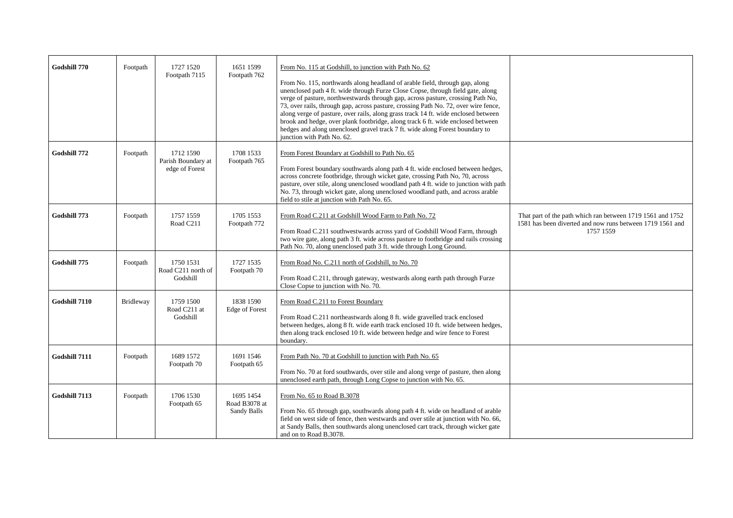| | | | | | |
|---|---|---|---|---|---|
| **Godshill 770** | Footpath | 1727 1520 Footpath 7115 | 1651 1599 Footpath 762 | From No. 115 at Godshill, to junction with Path No. 62<br><br>From No. 115, northwards along headland of arable field, through gap, along unenclosed path 4 ft. wide through Furze Close Copse, through field gate, along verge of pasture, northwestwards through gap, across pasture, crossing Path No, 73, over rails, through gap, across pasture, crossing Path No. 72, over wire fence, along verge of pasture, over rails, along grass track 14 ft. wide enclosed between brook and hedge, over plank footbridge, along track 6 ft. wide enclosed between hedges and along unenclosed gravel track 7 ft. wide along Forest boundary to junction with Path No. 62. | |
| **Godshill 772** | Footpath | 1712 1590 Parish Boundary at edge of Forest | 1708 1533 Footpath 765 | From Forest Boundary at Godshill to Path No. 65<br><br>From Forest boundary southwards along path 4 ft. wide enclosed between hedges, across concrete footbridge, through wicket gate, crossing Path No, 70, across pasture, over stile, along unenclosed woodland path 4 ft. wide to junction with path No. 73, through wicket gate, along unenclosed woodland path, and across arable field to stile at junction with Path No. 65. | |
| **Godshill 773** | Footpath | 1757 1559 Road C211 | 1705 1553 Footpath 772 | From Road C.211 at Godshill Wood Farm to Path No. 72<br><br>From Road C.211 southwestwards across yard of Godshill Wood Farm, through two wire gate, along path 3 ft. wide across pasture to footbridge and rails crossing Path No. 70, along unenclosed path 3 ft. wide through Long Ground. | That part of the path which ran between 1719 1561 and 1752 1581 has been diverted and now runs between 1719 1561 and 1757 1559 |
| **Godshill 775** | Footpath | 1750 1531 Road C211 north of Godshill | 1727 1535 Footpath 70 | From Road No. C.211 north of Godshill, to No. 70<br><br>From Road C.211, through gateway, westwards along earth path through Furze Close Copse to junction with No. 70. | |
| **Godshill 7110** | Bridleway | 1759 1500 Road C211 at Godshill | 1838 1590 Edge of Forest | From Road C.211 to Forest Boundary<br><br>From Road C.211 northeastwards along 8 ft. wide gravelled track enclosed between hedges, along 8 ft. wide earth track enclosed 10 ft. wide between hedges, then along track enclosed 10 ft. wide between hedge and wire fence to Forest boundary. | |
| **Godshill 7111** | Footpath | 1689 1572 Footpath 70 | 1691 1546 Footpath 65 | From Path No. 70 at Godshill to junction with Path No. 65<br><br>From No. 70 at ford southwards, over stile and along verge of pasture, then along unenclosed earth path, through Long Copse to junction with No. 65. | |
| **Godshill 7113** | Footpath | 1706 1530 Footpath 65 | 1695 1454 Road B3078 at Sandy Balls | From No. 65 to Road B.3078<br><br>From No. 65 through gap, southwards along path 4 ft. wide on headland of arable field on west side of fence, then westwards and over stile at junction with No. 66, at Sandy Balls, then southwards along unenclosed cart track, through wicket gate and on to Road B.3078. | |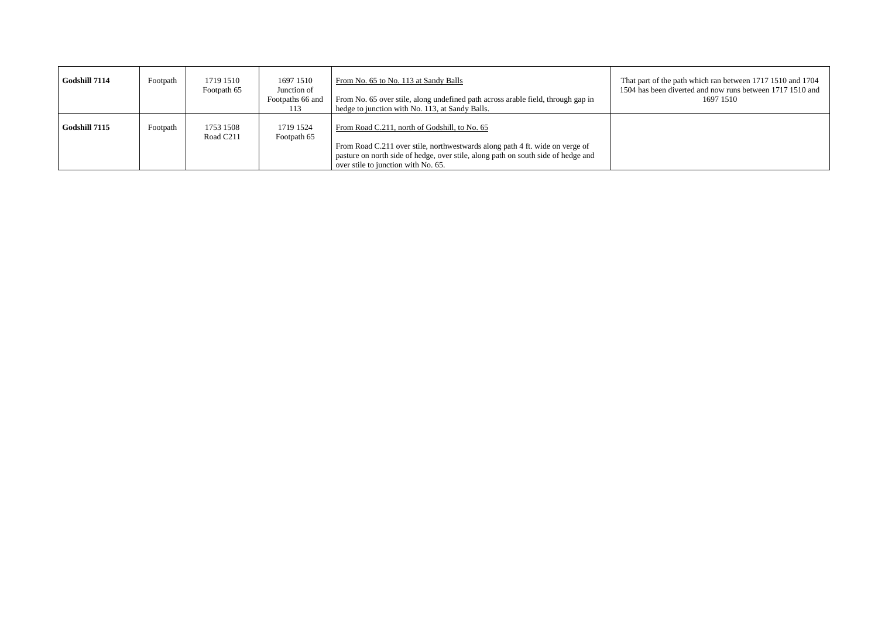| | | | | | |
|---|---|---|---|---|---|
| **Godshill 7114** | Footpath | 1719 1510 Footpath 65 | 1697 1510 Junction of Footpaths 66 and 113 | From No. 65 to No. 113 at Sandy Balls<br><br>From No. 65 over stile, along undefined path across arable field, through gap in hedge to junction with No. 113, at Sandy Balls. | That part of the path which ran between 1717 1510 and 1704 1504 has been diverted and now runs between 1717 1510 and 1697 1510 |
| **Godshill 7115** | Footpath | 1753 1508 Road C211 | 1719 1524 Footpath 65 | From Road C.211, north of Godshill, to No. 65<br><br>From Road C.211 over stile, northwestwards along path 4 ft. wide on verge of pasture on north side of hedge, over stile, along path on south side of hedge and over stile to junction with No. 65. | |